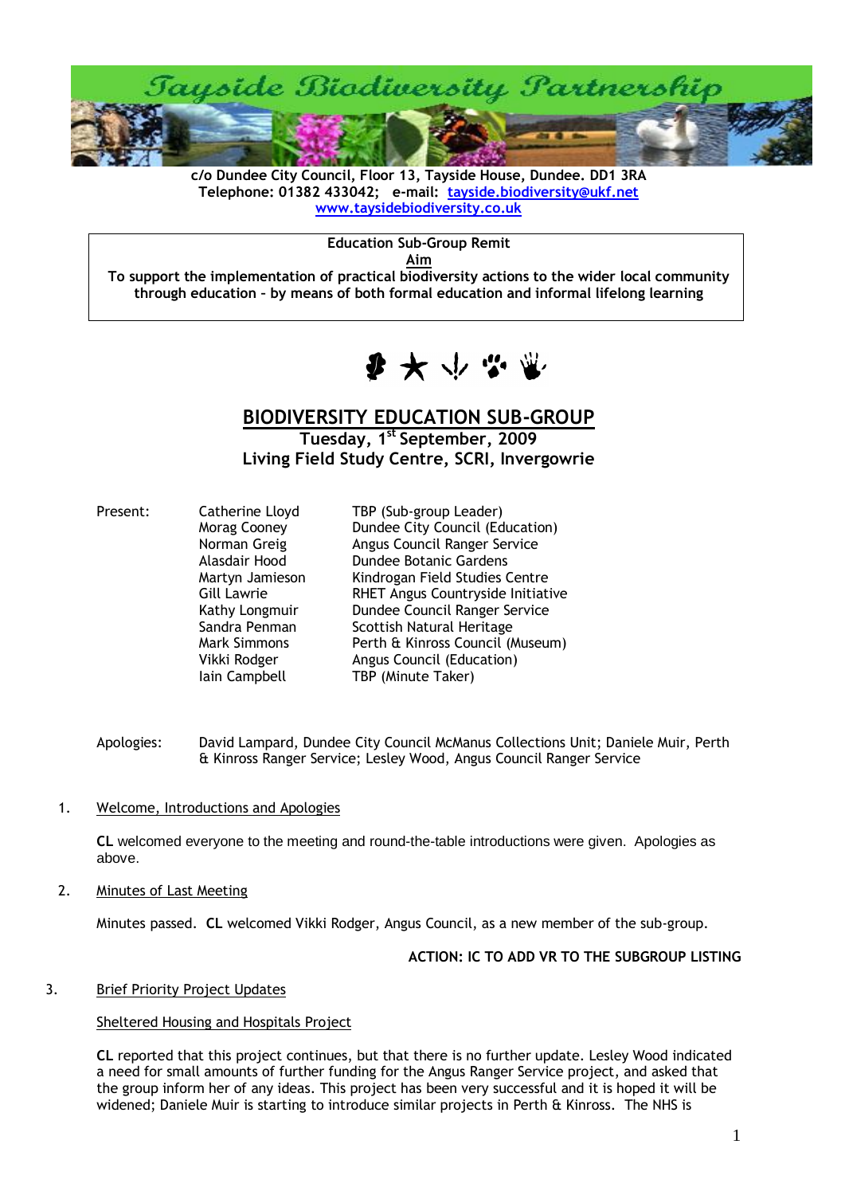# Tayside Biodiversity Partnership

c/o Dundee City Council, Floor 13, Tayside House, Dundee. DD1 3RA
Telephone: 01382 433042; e-mail: tayside.biodiversity@ukf.net
www.taysidebiodiversity.co.uk

**Education Sub-Group Remit**

**Aim**

**To support the implementation of practical biodiversity actions to the wider local community through education – by means of both formal education and informal lifelong learning**

## BIODIVERSITY EDUCATION SUB-GROUP

**Tuesday, 1st September, 2009**
**Living Field Study Centre, SCRI, Invergowrie**

| Present: | | |
|---|---|---|
| | Catherine Lloyd | TBP (Sub-group Leader) |
| | Morag Cooney | Dundee City Council (Education) |
| | Norman Greig | Angus Council Ranger Service |
| | Alasdair Hood | Dundee Botanic Gardens |
| | Martyn Jamieson | Kindrogan Field Studies Centre |
| | Gill Lawrie | RHET Angus Countryside Initiative |
| | Kathy Longmuir | Dundee Council Ranger Service |
| | Sandra Penman | Scottish Natural Heritage |
| | Mark Simmons | Perth & Kinross Council (Museum) |
| | Vikki Rodger | Angus Council (Education) |
| | Iain Campbell | TBP (Minute Taker) |

Apologies: David Lampard, Dundee City Council McManus Collections Unit; Daniele Muir, Perth & Kinross Ranger Service; Lesley Wood, Angus Council Ranger Service

1. Welcome, Introductions and Apologies

**CL** welcomed everyone to the meeting and round-the-table introductions were given. Apologies as above.

2. Minutes of Last Meeting

Minutes passed. **CL** welcomed Vikki Rodger, Angus Council, as a new member of the sub-group.

**ACTION: IC TO ADD VR TO THE SUBGROUP LISTING**

3. Brief Priority Project Updates

Sheltered Housing and Hospitals Project

**CL** reported that this project continues, but that there is no further update. Lesley Wood indicated a need for small amounts of further funding for the Angus Ranger Service project, and asked that the group inform her of any ideas. This project has been very successful and it is hoped it will be widened; Daniele Muir is starting to introduce similar projects in Perth & Kinross. The NHS is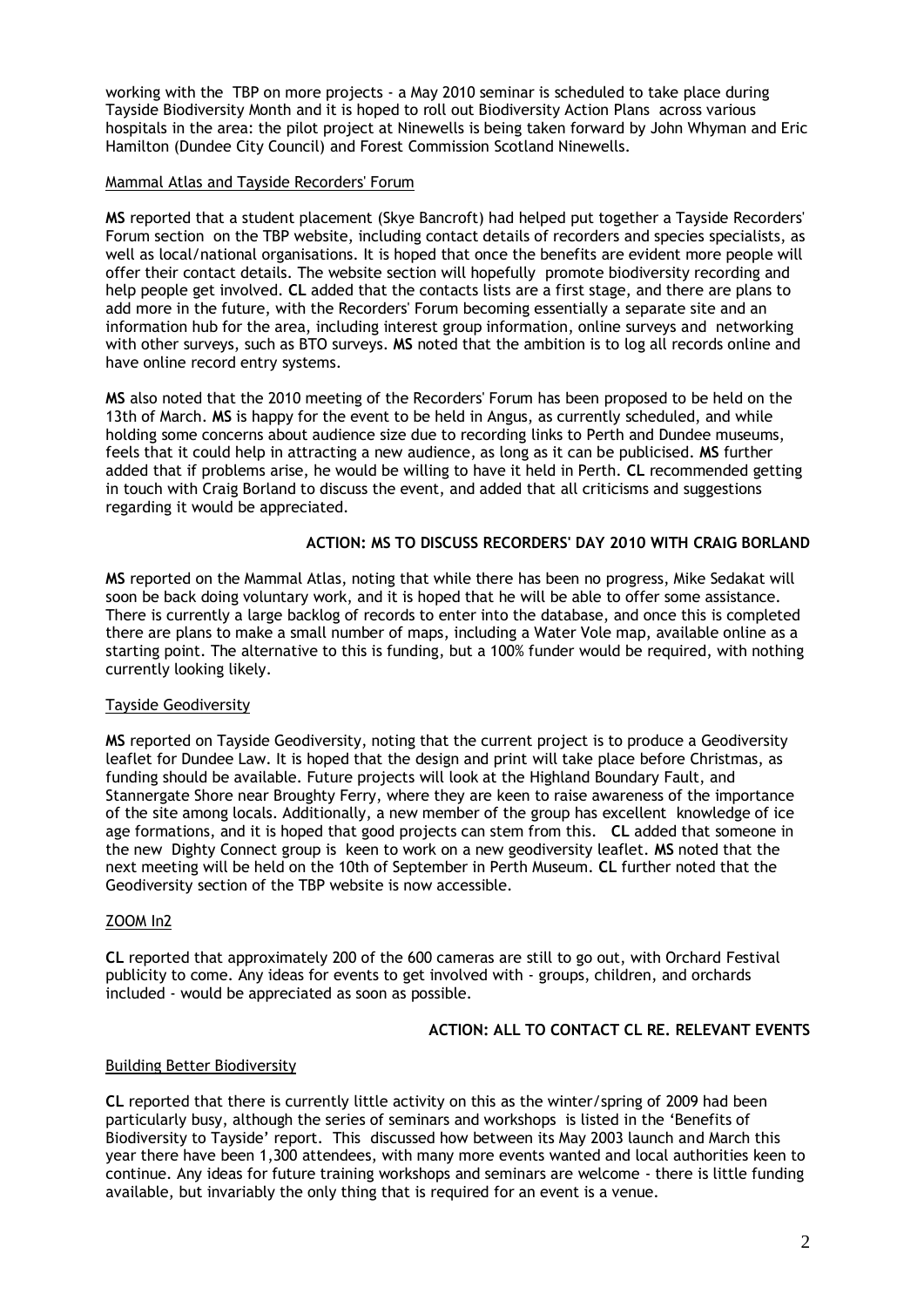working with the TBP on more projects - a May 2010 seminar is scheduled to take place during Tayside Biodiversity Month and it is hoped to roll out Biodiversity Action Plans across various hospitals in the area: the pilot project at Ninewells is being taken forward by John Whyman and Eric Hamilton (Dundee City Council) and Forest Commission Scotland Ninewells.

<u>Mammal Atlas and Tayside Recorders' Forum</u>

**MS** reported that a student placement (Skye Bancroft) had helped put together a Tayside Recorders' Forum section on the TBP website, including contact details of recorders and species specialists, as well as local/national organisations. It is hoped that once the benefits are evident more people will offer their contact details. The website section will hopefully promote biodiversity recording and help people get involved. **CL** added that the contacts lists are a first stage, and there are plans to add more in the future, with the Recorders' Forum becoming essentially a separate site and an information hub for the area, including interest group information, online surveys and networking with other surveys, such as BTO surveys. **MS** noted that the ambition is to log all records online and have online record entry systems.

**MS** also noted that the 2010 meeting of the Recorders' Forum has been proposed to be held on the 13th of March. **MS** is happy for the event to be held in Angus, as currently scheduled, and while holding some concerns about audience size due to recording links to Perth and Dundee museums, feels that it could help in attracting a new audience, as long as it can be publicised. **MS** further added that if problems arise, he would be willing to have it held in Perth. **CL** recommended getting in touch with Craig Borland to discuss the event, and added that all criticisms and suggestions regarding it would be appreciated.

**ACTION: MS TO DISCUSS RECORDERS' DAY 2010 WITH CRAIG BORLAND**

**MS** reported on the Mammal Atlas, noting that while there has been no progress, Mike Sedakat will soon be back doing voluntary work, and it is hoped that he will be able to offer some assistance. There is currently a large backlog of records to enter into the database, and once this is completed there are plans to make a small number of maps, including a Water Vole map, available online as a starting point. The alternative to this is funding, but a 100% funder would be required, with nothing currently looking likely.

<u>Tayside Geodiversity</u>

**MS** reported on Tayside Geodiversity, noting that the current project is to produce a Geodiversity leaflet for Dundee Law. It is hoped that the design and print will take place before Christmas, as funding should be available. Future projects will look at the Highland Boundary Fault, and Stannergate Shore near Broughty Ferry, where they are keen to raise awareness of the importance of the site among locals. Additionally, a new member of the group has excellent knowledge of ice age formations, and it is hoped that good projects can stem from this. **CL** added that someone in the new Dighty Connect group is keen to work on a new geodiversity leaflet. **MS** noted that the next meeting will be held on the 10th of September in Perth Museum. **CL** further noted that the Geodiversity section of the TBP website is now accessible.

<u>ZOOM In2</u>

**CL** reported that approximately 200 of the 600 cameras are still to go out, with Orchard Festival publicity to come. Any ideas for events to get involved with - groups, children, and orchards included - would be appreciated as soon as possible.

**ACTION: ALL TO CONTACT CL RE. RELEVANT EVENTS**

<u>Building Better Biodiversity</u>

**CL** reported that there is currently little activity on this as the winter/spring of 2009 had been particularly busy, although the series of seminars and workshops is listed in the 'Benefits of Biodiversity to Tayside' report. This discussed how between its May 2003 launch and March this year there have been 1,300 attendees, with many more events wanted and local authorities keen to continue. Any ideas for future training workshops and seminars are welcome - there is little funding available, but invariably the only thing that is required for an event is a venue.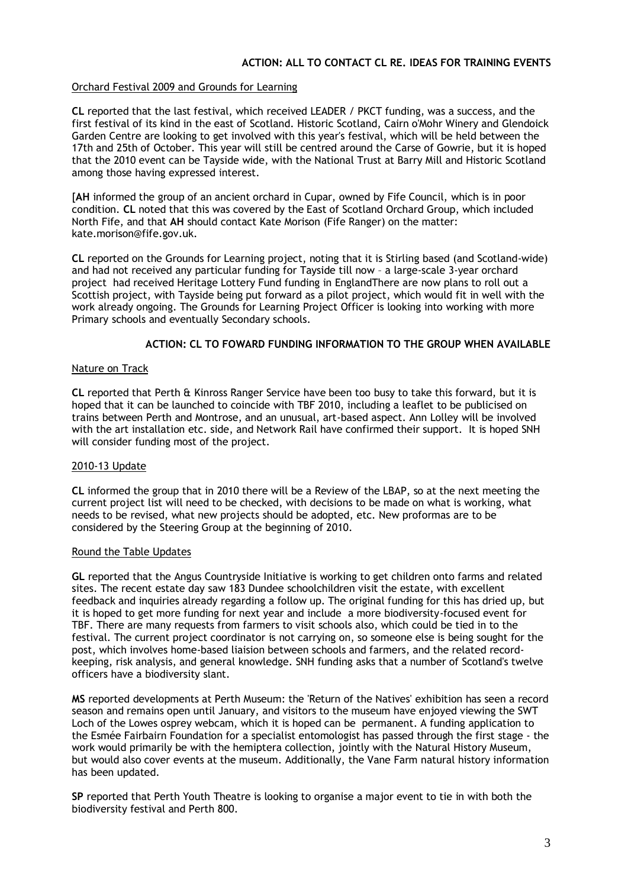**ACTION: ALL TO CONTACT CL RE. IDEAS FOR TRAINING EVENTS**

Orchard Festival 2009 and Grounds for Learning

**CL** reported that the last festival, which received LEADER / PKCT funding, was a success, and the first festival of its kind in the east of Scotland. Historic Scotland, Cairn o'Mohr Winery and Glendoick Garden Centre are looking to get involved with this year's festival, which will be held between the 17th and 25th of October. This year will still be centred around the Carse of Gowrie, but it is hoped that the 2010 event can be Tayside wide, with the National Trust at Barry Mill and Historic Scotland among those having expressed interest.

[**AH** informed the group of an ancient orchard in Cupar, owned by Fife Council, which is in poor condition. **CL** noted that this was covered by the East of Scotland Orchard Group, which included North Fife, and that **AH** should contact Kate Morison (Fife Ranger) on the matter: kate.morison@fife.gov.uk.

**CL** reported on the Grounds for Learning project, noting that it is Stirling based (and Scotland-wide) and had not received any particular funding for Tayside till now – a large-scale 3-year orchard project had received Heritage Lottery Fund funding in EnglandThere are now plans to roll out a Scottish project, with Tayside being put forward as a pilot project, which would fit in well with the work already ongoing. The Grounds for Learning Project Officer is looking into working with more Primary schools and eventually Secondary schools.

**ACTION: CL TO FOWARD FUNDING INFORMATION TO THE GROUP WHEN AVAILABLE**

Nature on Track

**CL** reported that Perth & Kinross Ranger Service have been too busy to take this forward, but it is hoped that it can be launched to coincide with TBF 2010, including a leaflet to be publicised on trains between Perth and Montrose, and an unusual, art-based aspect. Ann Lolley will be involved with the art installation etc. side, and Network Rail have confirmed their support. It is hoped SNH will consider funding most of the project.

2010-13 Update

**CL** informed the group that in 2010 there will be a Review of the LBAP, so at the next meeting the current project list will need to be checked, with decisions to be made on what is working, what needs to be revised, what new projects should be adopted, etc. New proformas are to be considered by the Steering Group at the beginning of 2010.

Round the Table Updates

**GL** reported that the Angus Countryside Initiative is working to get children onto farms and related sites. The recent estate day saw 183 Dundee schoolchildren visit the estate, with excellent feedback and inquiries already regarding a follow up. The original funding for this has dried up, but it is hoped to get more funding for next year and include a more biodiversity-focused event for TBF. There are many requests from farmers to visit schools also, which could be tied in to the festival. The current project coordinator is not carrying on, so someone else is being sought for the post, which involves home-based liaision between schools and farmers, and the related record-keeping, risk analysis, and general knowledge. SNH funding asks that a number of Scotland's twelve officers have a biodiversity slant.

**MS** reported developments at Perth Museum: the 'Return of the Natives' exhibition has seen a record season and remains open until January, and visitors to the museum have enjoyed viewing the SWT Loch of the Lowes osprey webcam, which it is hoped can be permanent. A funding application to the Esmée Fairbairn Foundation for a specialist entomologist has passed through the first stage - the work would primarily be with the hemiptera collection, jointly with the Natural History Museum, but would also cover events at the museum. Additionally, the Vane Farm natural history information has been updated.

**SP** reported that Perth Youth Theatre is looking to organise a major event to tie in with both the biodiversity festival and Perth 800.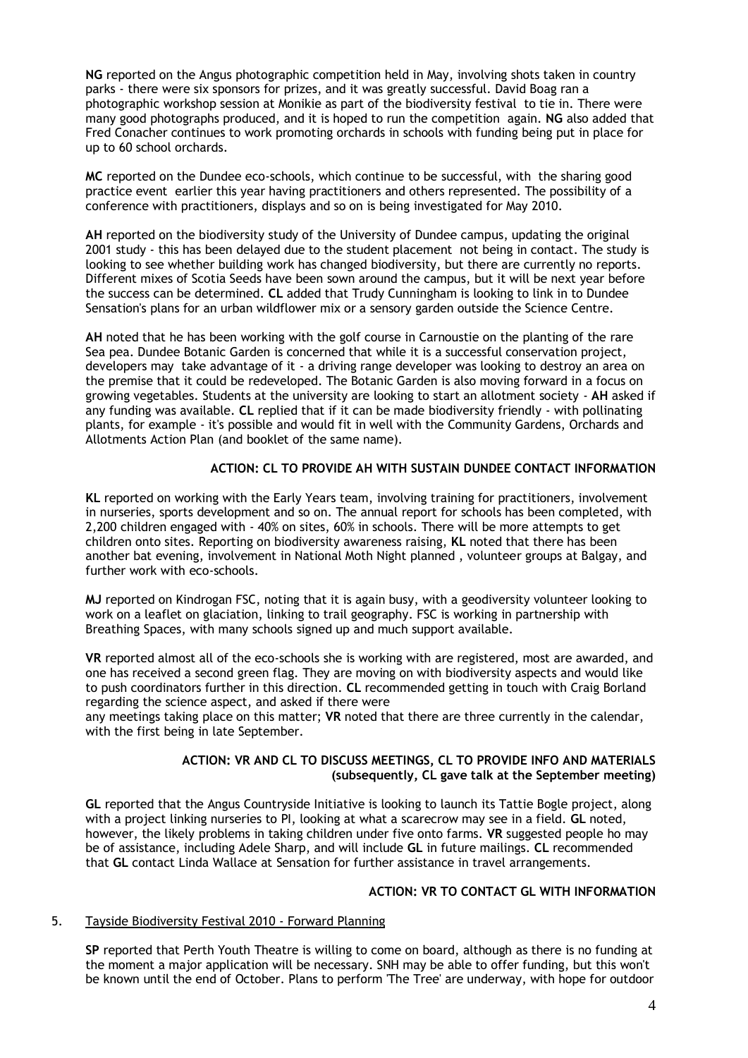**NG** reported on the Angus photographic competition held in May, involving shots taken in country parks - there were six sponsors for prizes, and it was greatly successful. David Boag ran a photographic workshop session at Monikie as part of the biodiversity festival to tie in. There were many good photographs produced, and it is hoped to run the competition again. **NG** also added that Fred Conacher continues to work promoting orchards in schools with funding being put in place for up to 60 school orchards.

**MC** reported on the Dundee eco-schools, which continue to be successful, with the sharing good practice event earlier this year having practitioners and others represented. The possibility of a conference with practitioners, displays and so on is being investigated for May 2010.

**AH** reported on the biodiversity study of the University of Dundee campus, updating the original 2001 study - this has been delayed due to the student placement not being in contact. The study is looking to see whether building work has changed biodiversity, but there are currently no reports. Different mixes of Scotia Seeds have been sown around the campus, but it will be next year before the success can be determined. **CL** added that Trudy Cunningham is looking to link in to Dundee Sensation's plans for an urban wildflower mix or a sensory garden outside the Science Centre.

**AH** noted that he has been working with the golf course in Carnoustie on the planting of the rare Sea pea. Dundee Botanic Garden is concerned that while it is a successful conservation project, developers may take advantage of it - a driving range developer was looking to destroy an area on the premise that it could be redeveloped. The Botanic Garden is also moving forward in a focus on growing vegetables. Students at the university are looking to start an allotment society - **AH** asked if any funding was available. **CL** replied that if it can be made biodiversity friendly - with pollinating plants, for example - it's possible and would fit in well with the Community Gardens, Orchards and Allotments Action Plan (and booklet of the same name).

**ACTION: CL TO PROVIDE AH WITH SUSTAIN DUNDEE CONTACT INFORMATION**

**KL** reported on working with the Early Years team, involving training for practitioners, involvement in nurseries, sports development and so on. The annual report for schools has been completed, with 2,200 children engaged with - 40% on sites, 60% in schools. There will be more attempts to get children onto sites. Reporting on biodiversity awareness raising, **KL** noted that there has been another bat evening, involvement in National Moth Night planned , volunteer groups at Balgay, and further work with eco-schools.

**MJ** reported on Kindrogan FSC, noting that it is again busy, with a geodiversity volunteer looking to work on a leaflet on glaciation, linking to trail geography. FSC is working in partnership with Breathing Spaces, with many schools signed up and much support available.

**VR** reported almost all of the eco-schools she is working with are registered, most are awarded, and one has received a second green flag. They are moving on with biodiversity aspects and would like to push coordinators further in this direction. **CL** recommended getting in touch with Craig Borland regarding the science aspect, and asked if there were
any meetings taking place on this matter; **VR** noted that there are three currently in the calendar, with the first being in late September.

**ACTION: VR AND CL TO DISCUSS MEETINGS, CL TO PROVIDE INFO AND MATERIALS (subsequently, CL gave talk at the September meeting)**

**GL** reported that the Angus Countryside Initiative is looking to launch its Tattie Bogle project, along with a project linking nurseries to PI, looking at what a scarecrow may see in a field. **GL** noted, however, the likely problems in taking children under five onto farms. **VR** suggested people ho may be of assistance, including Adele Sharp, and will include **GL** in future mailings. **CL** recommended that **GL** contact Linda Wallace at Sensation for further assistance in travel arrangements.

**ACTION: VR TO CONTACT GL WITH INFORMATION**

5. Tayside Biodiversity Festival 2010 - Forward Planning

**SP** reported that Perth Youth Theatre is willing to come on board, although as there is no funding at the moment a major application will be necessary. SNH may be able to offer funding, but this won't be known until the end of October. Plans to perform 'The Tree' are underway, with hope for outdoor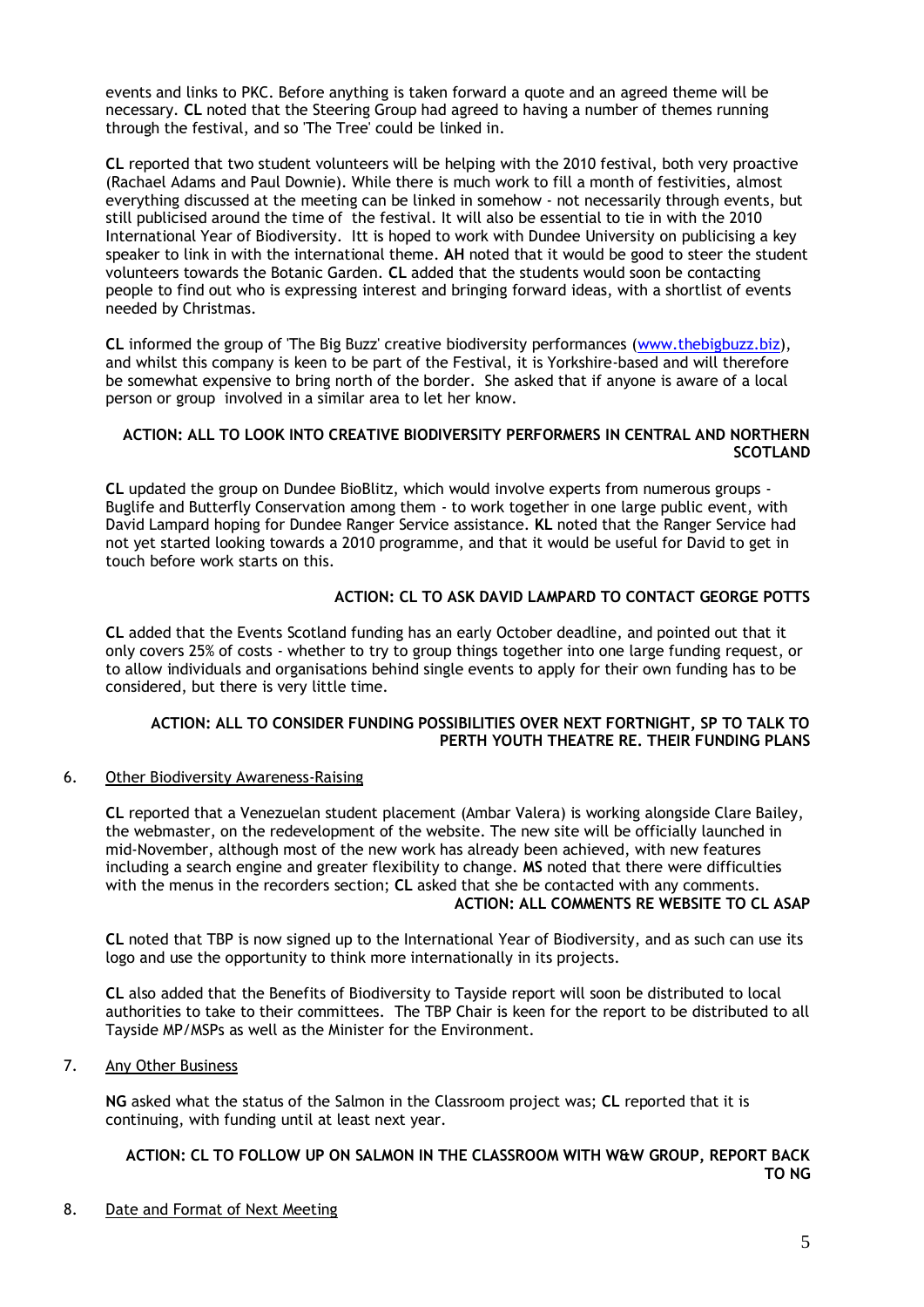events and links to PKC. Before anything is taken forward a quote and an agreed theme will be necessary. **CL** noted that the Steering Group had agreed to having a number of themes running through the festival, and so 'The Tree' could be linked in.

**CL** reported that two student volunteers will be helping with the 2010 festival, both very proactive (Rachael Adams and Paul Downie). While there is much work to fill a month of festivities, almost everything discussed at the meeting can be linked in somehow - not necessarily through events, but still publicised around the time of the festival. It will also be essential to tie in with the 2010 International Year of Biodiversity. Itt is hoped to work with Dundee University on publicising a key speaker to link in with the international theme. **AH** noted that it would be good to steer the student volunteers towards the Botanic Garden. **CL** added that the students would soon be contacting people to find out who is expressing interest and bringing forward ideas, with a shortlist of events needed by Christmas.

**CL** informed the group of 'The Big Buzz' creative biodiversity performances (www.thebigbuzz.biz), and whilst this company is keen to be part of the Festival, it is Yorkshire-based and will therefore be somewhat expensive to bring north of the border. She asked that if anyone is aware of a local person or group involved in a similar area to let her know.

**ACTION: ALL TO LOOK INTO CREATIVE BIODIVERSITY PERFORMERS IN CENTRAL AND NORTHERN SCOTLAND**

**CL** updated the group on Dundee BioBlitz, which would involve experts from numerous groups - Buglife and Butterfly Conservation among them - to work together in one large public event, with David Lampard hoping for Dundee Ranger Service assistance. **KL** noted that the Ranger Service had not yet started looking towards a 2010 programme, and that it would be useful for David to get in touch before work starts on this.

**ACTION: CL TO ASK DAVID LAMPARD TO CONTACT GEORGE POTTS**

**CL** added that the Events Scotland funding has an early October deadline, and pointed out that it only covers 25% of costs - whether to try to group things together into one large funding request, or to allow individuals and organisations behind single events to apply for their own funding has to be considered, but there is very little time.

**ACTION: ALL TO CONSIDER FUNDING POSSIBILITIES OVER NEXT FORTNIGHT, SP TO TALK TO PERTH YOUTH THEATRE RE. THEIR FUNDING PLANS**

6. Other Biodiversity Awareness-Raising

**CL** reported that a Venezuelan student placement (Ambar Valera) is working alongside Clare Bailey, the webmaster, on the redevelopment of the website. The new site will be officially launched in mid-November, although most of the new work has already been achieved, with new features including a search engine and greater flexibility to change. **MS** noted that there were difficulties with the menus in the recorders section; **CL** asked that she be contacted with any comments.

**ACTION: ALL COMMENTS RE WEBSITE TO CL ASAP**

**CL** noted that TBP is now signed up to the International Year of Biodiversity, and as such can use its logo and use the opportunity to think more internationally in its projects.

**CL** also added that the Benefits of Biodiversity to Tayside report will soon be distributed to local authorities to take to their committees. The TBP Chair is keen for the report to be distributed to all Tayside MP/MSPs as well as the Minister for the Environment.

7. Any Other Business

**NG** asked what the status of the Salmon in the Classroom project was; **CL** reported that it is continuing, with funding until at least next year.

**ACTION: CL TO FOLLOW UP ON SALMON IN THE CLASSROOM WITH W&W GROUP, REPORT BACK TO NG**

8. Date and Format of Next Meeting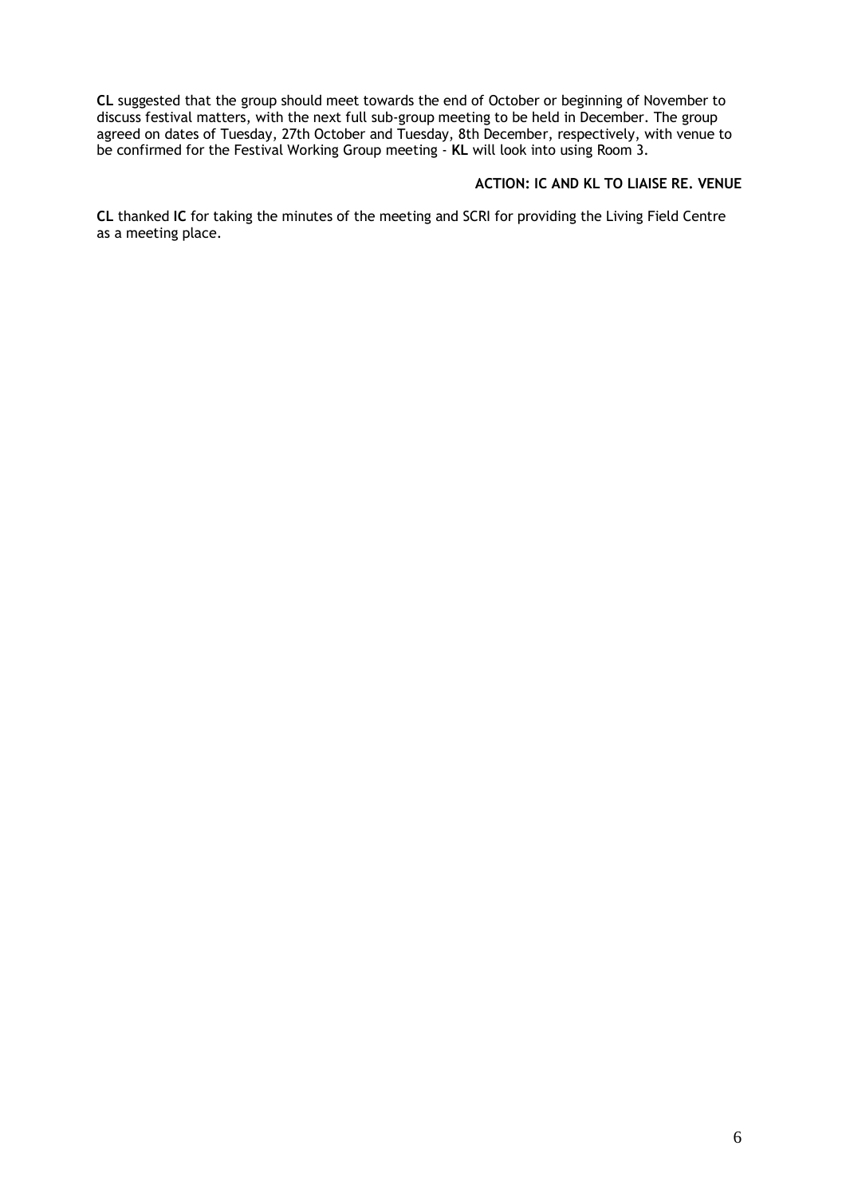**CL** suggested that the group should meet towards the end of October or beginning of November to discuss festival matters, with the next full sub-group meeting to be held in December. The group agreed on dates of Tuesday, 27th October and Tuesday, 8th December, respectively, with venue to be confirmed for the Festival Working Group meeting - **KL** will look into using Room 3.

**ACTION: IC AND KL TO LIAISE RE. VENUE**

**CL** thanked **IC** for taking the minutes of the meeting and SCRI for providing the Living Field Centre as a meeting place.